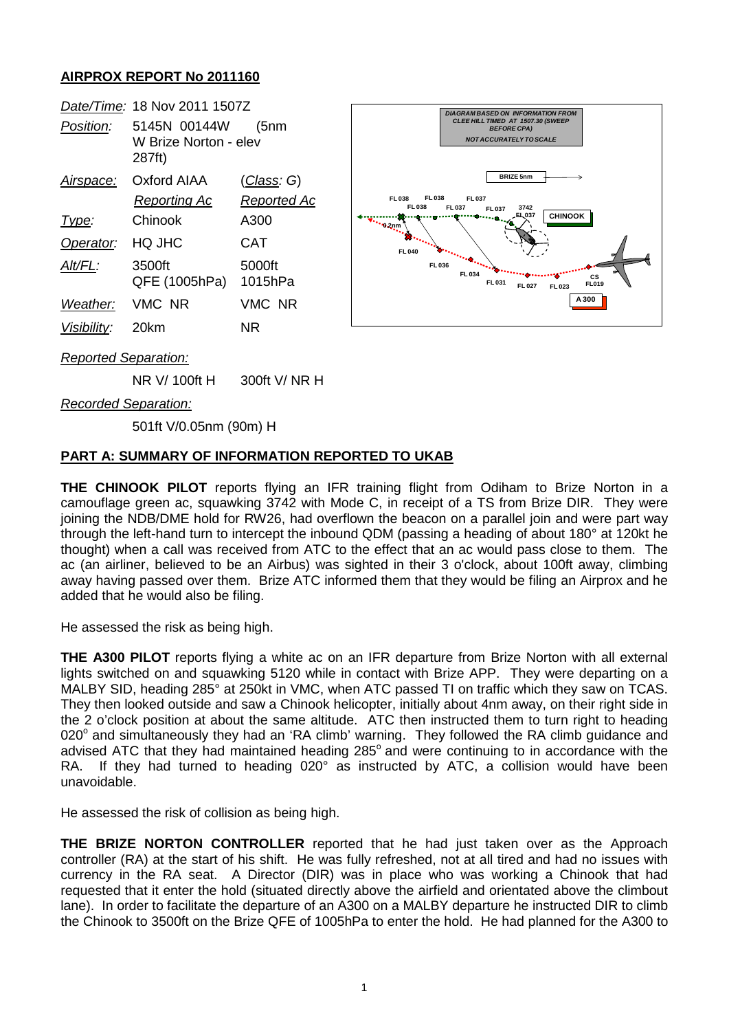## AIRPROX REPORT No 2011160

| | | |
|---|---|---|
| *Date/Time:* | 18 Nov 2011 1507Z | |
| *Position:* | 5145N 00144W (5nm W Brize Norton - elev 287ft) | |
| *Airspace:* | Oxford AIAA | (*Class*: *G*) |
| | *Reporting Ac* | *Reported Ac* |
| *Type:* | Chinook | A300 |
| *Operator:* | HQ JHC | CAT |
| *Alt/FL:* | 3500ft QFE (1005hPa) | 5000ft 1015hPa |
| *Weather:* | VMC NR | VMC NR |
| *Visibility:* | 20km | NR |

*Reported Separation:*

NR V/ 100ft H 300ft V/ NR H

*Recorded Separation:*

501ft V/0.05nm (90m) H

## PART A: SUMMARY OF INFORMATION REPORTED TO UKAB

**THE CHINOOK PILOT** reports flying an IFR training flight from Odiham to Brize Norton in a camouflage green ac, squawking 3742 with Mode C, in receipt of a TS from Brize DIR. They were joining the NDB/DME hold for RW26, had overflown the beacon on a parallel join and were part way through the left-hand turn to intercept the inbound QDM (passing a heading of about 180° at 120kt he thought) when a call was received from ATC to the effect that an ac would pass close to them. The ac (an airliner, believed to be an Airbus) was sighted in their 3 o'clock, about 100ft away, climbing away having passed over them. Brize ATC informed them that they would be filing an Airprox and he added that he would also be filing.

He assessed the risk as being high.

**THE A300 PILOT** reports flying a white ac on an IFR departure from Brize Norton with all external lights switched on and squawking 5120 while in contact with Brize APP. They were departing on a MALBY SID, heading 285° at 250kt in VMC, when ATC passed TI on traffic which they saw on TCAS. They then looked outside and saw a Chinook helicopter, initially about 4nm away, on their right side in the 2 o'clock position at about the same altitude. ATC then instructed them to turn right to heading 020° and simultaneously they had an 'RA climb' warning. They followed the RA climb guidance and advised ATC that they had maintained heading 285° and were continuing to in accordance with the RA. If they had turned to heading 020° as instructed by ATC, a collision would have been unavoidable.

He assessed the risk of collision as being high.

**THE BRIZE NORTON CONTROLLER** reported that he had just taken over as the Approach controller (RA) at the start of his shift. He was fully refreshed, not at all tired and had no issues with currency in the RA seat. A Director (DIR) was in place who was working a Chinook that had requested that it enter the hold (situated directly above the airfield and orientated above the climbout lane). In order to facilitate the departure of an A300 on a MALBY departure he instructed DIR to climb the Chinook to 3500ft on the Brize QFE of 1005hPa to enter the hold. He had planned for the A300 to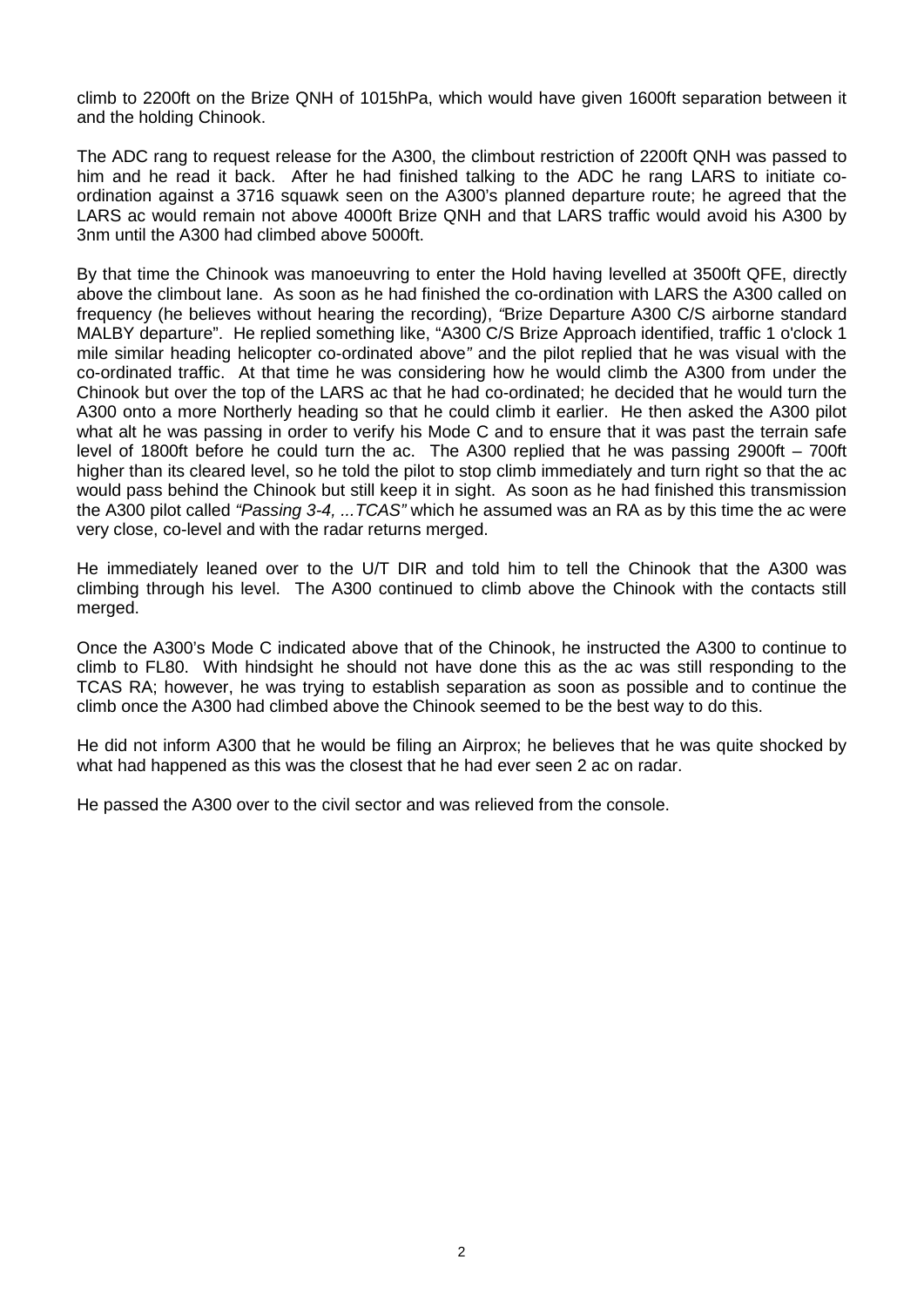climb to 2200ft on the Brize QNH of 1015hPa, which would have given 1600ft separation between it and the holding Chinook.

The ADC rang to request release for the A300, the climbout restriction of 2200ft QNH was passed to him and he read it back. After he had finished talking to the ADC he rang LARS to initiate co-ordination against a 3716 squawk seen on the A300's planned departure route; he agreed that the LARS ac would remain not above 4000ft Brize QNH and that LARS traffic would avoid his A300 by 3nm until the A300 had climbed above 5000ft.

By that time the Chinook was manoeuvring to enter the Hold having levelled at 3500ft QFE, directly above the climbout lane. As soon as he had finished the co-ordination with LARS the A300 called on frequency (he believes without hearing the recording), *"*Brize Departure A300 C/S airborne standard MALBY departure". He replied something like, "A300 C/S Brize Approach identified, traffic 1 o'clock 1 mile similar heading helicopter co-ordinated above*"* and the pilot replied that he was visual with the co-ordinated traffic. At that time he was considering how he would climb the A300 from under the Chinook but over the top of the LARS ac that he had co-ordinated; he decided that he would turn the A300 onto a more Northerly heading so that he could climb it earlier. He then asked the A300 pilot what alt he was passing in order to verify his Mode C and to ensure that it was past the terrain safe level of 1800ft before he could turn the ac. The A300 replied that he was passing 2900ft – 700ft higher than its cleared level, so he told the pilot to stop climb immediately and turn right so that the ac would pass behind the Chinook but still keep it in sight. As soon as he had finished this transmission the A300 pilot called *"Passing 3-4, ...TCAS"* which he assumed was an RA as by this time the ac were very close, co-level and with the radar returns merged.

He immediately leaned over to the U/T DIR and told him to tell the Chinook that the A300 was climbing through his level. The A300 continued to climb above the Chinook with the contacts still merged.

Once the A300's Mode C indicated above that of the Chinook, he instructed the A300 to continue to climb to FL80. With hindsight he should not have done this as the ac was still responding to the TCAS RA; however, he was trying to establish separation as soon as possible and to continue the climb once the A300 had climbed above the Chinook seemed to be the best way to do this.

He did not inform A300 that he would be filing an Airprox; he believes that he was quite shocked by what had happened as this was the closest that he had ever seen 2 ac on radar.

He passed the A300 over to the civil sector and was relieved from the console.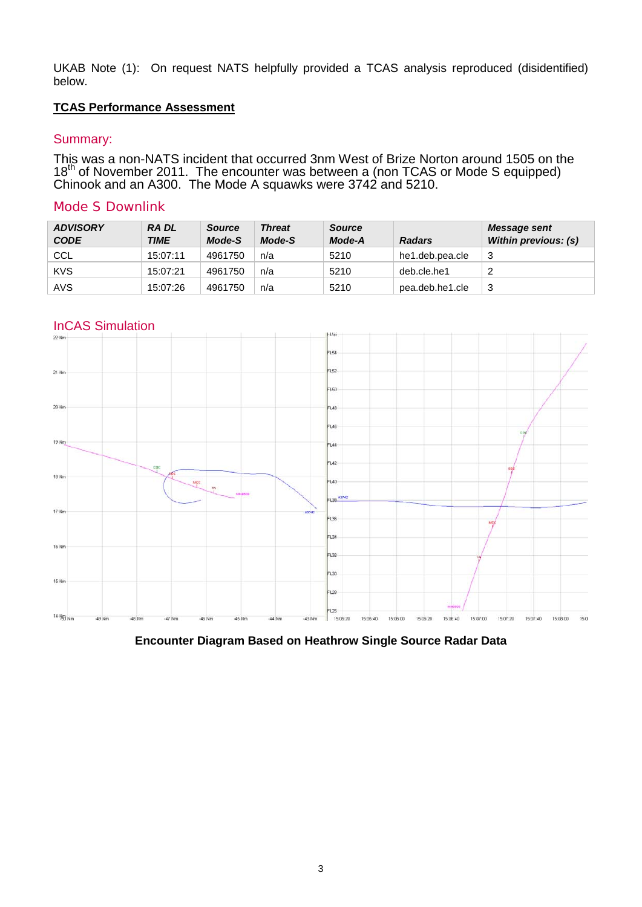UKAB Note (1): On request NATS helpfully provided a TCAS analysis reproduced (disidentified) below.

**TCAS Performance Assessment**

## Summary:

This was a non-NATS incident that occurred 3nm West of Brize Norton around 1505 on the 18th of November 2011. The encounter was between a (non TCAS or Mode S equipped) Chinook and an A300. The Mode A squawks were 3742 and 5210.

## Mode S Downlink

| *ADVISORY CODE* | *RA DL TIME* | *Source Mode-S* | *Threat Mode-S* | *Source Mode-A* | *Radars* | *Message sent Within previous: (s)* |
|---|---|---|---|---|---|---|
| CCL | 15:07:11 | 4961750 | n/a | 5210 | he1.deb.pea.cle | 3 |
| KVS | 15:07:21 | 4961750 | n/a | 5210 | deb.cle.he1 | 2 |
| AVS | 15:07:26 | 4961750 | n/a | 5210 | pea.deb.he1.cle | 3 |

## InCAS Simulation

**Encounter Diagram Based on Heathrow Single Source Radar Data**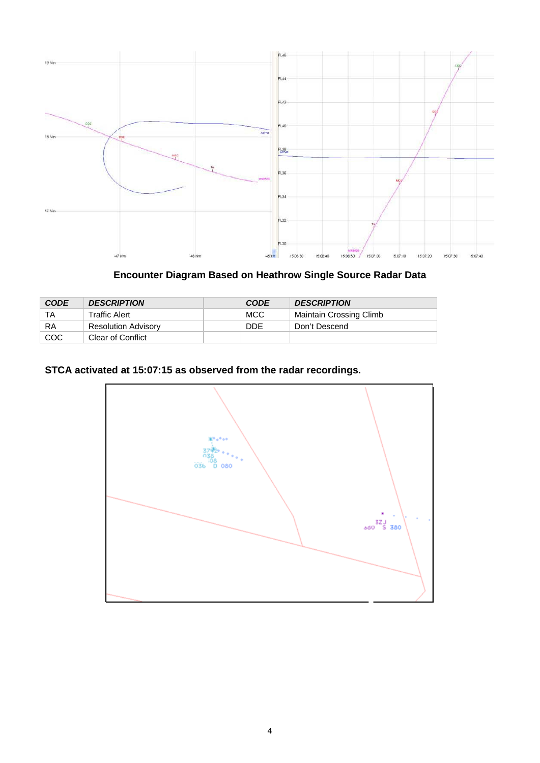**Encounter Diagram Based on Heathrow Single Source Radar Data**

| CODE | DESCRIPTION | | CODE | DESCRIPTION |
|---|---|---|---|---|
| TA | Traffic Alert | | MCC | Maintain Crossing Climb |
| RA | Resolution Advisory | | DDE | Don't Descend |
| COC | Clear of Conflict | | | |

**STCA activated at 15:07:15 as observed from the radar recordings.**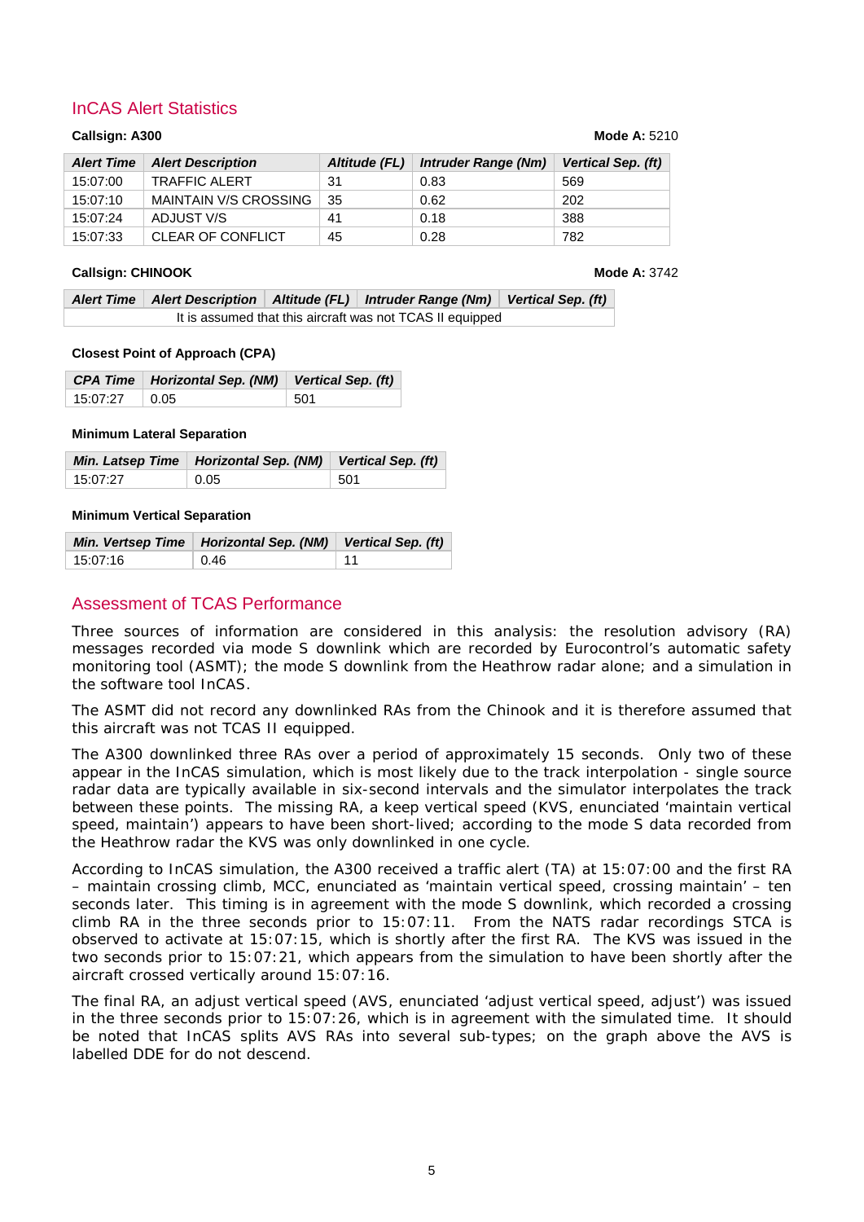## InCAS Alert Statistics

**Callsign:** A300 **Mode A:** 5210

| *Alert Time* | *Alert Description* | *Altitude (FL)* | *Intruder Range (Nm)* | *Vertical Sep. (ft)* |
|---|---|---|---|---|
| 15:07:00 | TRAFFIC ALERT | 31 | 0.83 | 569 |
| 15:07:10 | MAINTAIN V/S CROSSING | 35 | 0.62 | 202 |
| 15:07:24 | ADJUST V/S | 41 | 0.18 | 388 |
| 15:07:33 | CLEAR OF CONFLICT | 45 | 0.28 | 782 |

**Callsign:** CHINOOK **Mode A:** 3742

| *Alert Time* | *Alert Description* | *Altitude (FL)* | *Intruder Range (Nm)* | *Vertical Sep. (ft)* |
|---|---|---|---|---|
| It is assumed that this aircraft was not TCAS II equipped | | | | |

**Closest Point of Approach (CPA)**

| *CPA Time* | *Horizontal Sep. (NM)* | *Vertical Sep. (ft)* |
|---|---|---|
| 15:07:27 | 0.05 | 501 |

**Minimum Lateral Separation**

| *Min. Latsep Time* | *Horizontal Sep. (NM)* | *Vertical Sep. (ft)* |
|---|---|---|
| 15:07:27 | 0.05 | 501 |

**Minimum Vertical Separation**

| *Min. Vertsep Time* | *Horizontal Sep. (NM)* | *Vertical Sep. (ft)* |
|---|---|---|
| 15:07:16 | 0.46 | 11 |

## Assessment of TCAS Performance

Three sources of information are considered in this analysis: the resolution advisory (RA) messages recorded via mode S downlink which are recorded by Eurocontrol's automatic safety monitoring tool (ASMT); the mode S downlink from the Heathrow radar alone; and a simulation in the software tool InCAS.

The ASMT did not record any downlinked RAs from the Chinook and it is therefore assumed that this aircraft was not TCAS II equipped.

The A300 downlinked three RAs over a period of approximately 15 seconds. Only two of these appear in the InCAS simulation, which is most likely due to the track interpolation - single source radar data are typically available in six-second intervals and the simulator interpolates the track between these points. The missing RA, a keep vertical speed (KVS, enunciated 'maintain vertical speed, maintain') appears to have been short-lived; according to the mode S data recorded from the Heathrow radar the KVS was only downlinked in one cycle.

According to InCAS simulation, the A300 received a traffic alert (TA) at 15:07:00 and the first RA – maintain crossing climb, MCC, enunciated as 'maintain vertical speed, crossing maintain' – ten seconds later. This timing is in agreement with the mode S downlink, which recorded a crossing climb RA in the three seconds prior to 15:07:11. From the NATS radar recordings STCA is observed to activate at 15:07:15, which is shortly after the first RA. The KVS was issued in the two seconds prior to 15:07:21, which appears from the simulation to have been shortly after the aircraft crossed vertically around 15:07:16.

The final RA, an adjust vertical speed (AVS, enunciated 'adjust vertical speed, adjust') was issued in the three seconds prior to 15:07:26, which is in agreement with the simulated time. It should be noted that InCAS splits AVS RAs into several sub-types; on the graph above the AVS is labelled DDE for do not descend.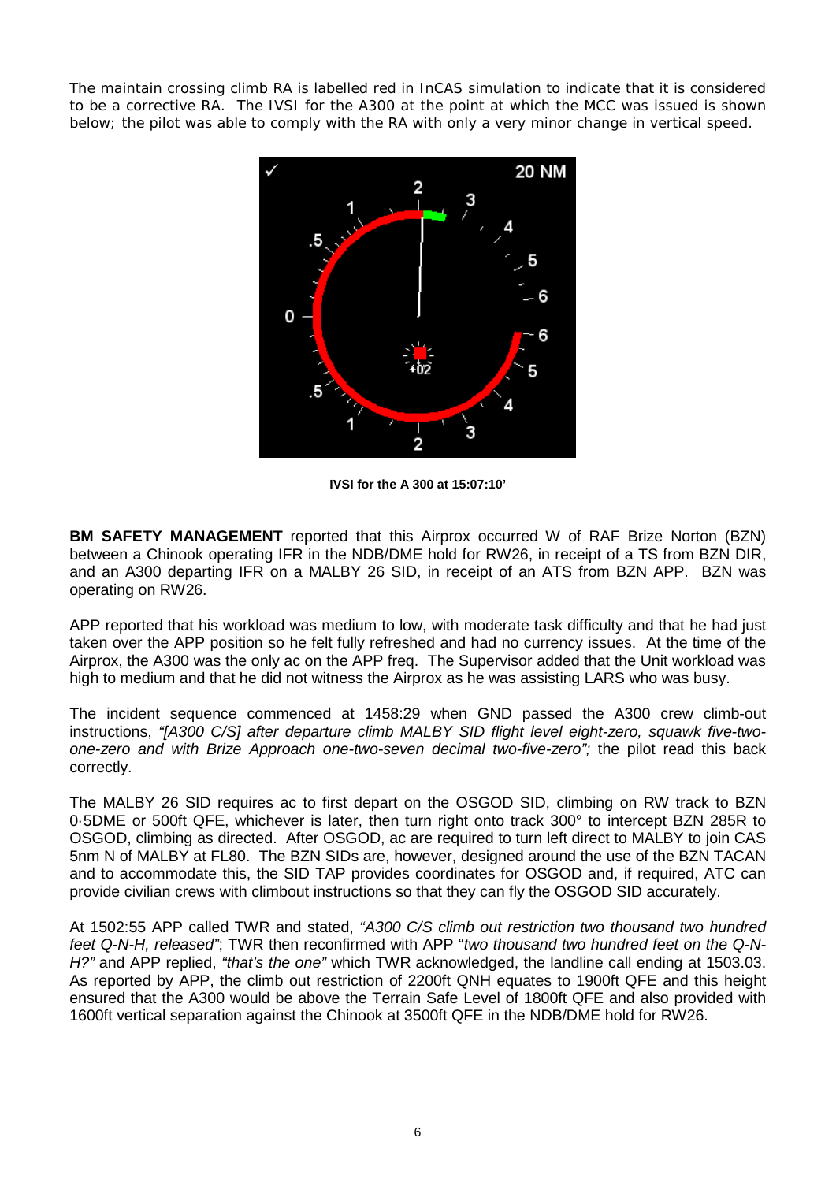The maintain crossing climb RA is labelled red in InCAS simulation to indicate that it is considered to be a corrective RA. The IVSI for the A300 at the point at which the MCC was issued is shown below; the pilot was able to comply with the RA with only a very minor change in vertical speed.

**IVSI for the A 300 at 15:07:10'**

**BM SAFETY MANAGEMENT** reported that this Airprox occurred W of RAF Brize Norton (BZN) between a Chinook operating IFR in the NDB/DME hold for RW26, in receipt of a TS from BZN DIR, and an A300 departing IFR on a MALBY 26 SID, in receipt of an ATS from BZN APP. BZN was operating on RW26.

APP reported that his workload was medium to low, with moderate task difficulty and that he had just taken over the APP position so he felt fully refreshed and had no currency issues. At the time of the Airprox, the A300 was the only ac on the APP freq. The Supervisor added that the Unit workload was high to medium and that he did not witness the Airprox as he was assisting LARS who was busy.

The incident sequence commenced at 1458:29 when GND passed the A300 crew climb-out instructions, *"[A300 C/S] after departure climb MALBY SID flight level eight-zero, squawk five-two-one-zero and with Brize Approach one-two-seven decimal two-five-zero";* the pilot read this back correctly.

The MALBY 26 SID requires ac to first depart on the OSGOD SID, climbing on RW track to BZN 0·5DME or 500ft QFE, whichever is later, then turn right onto track 300° to intercept BZN 285R to OSGOD, climbing as directed. After OSGOD, ac are required to turn left direct to MALBY to join CAS 5nm N of MALBY at FL80. The BZN SIDs are, however, designed around the use of the BZN TACAN and to accommodate this, the SID TAP provides coordinates for OSGOD and, if required, ATC can provide civilian crews with climbout instructions so that they can fly the OSGOD SID accurately.

At 1502:55 APP called TWR and stated, *"A300 C/S climb out restriction two thousand two hundred feet Q-N-H, released"*; TWR then reconfirmed with APP "*two thousand two hundred feet on the Q-N-H?"* and APP replied, *"that's the one"* which TWR acknowledged, the landline call ending at 1503.03. As reported by APP, the climb out restriction of 2200ft QNH equates to 1900ft QFE and this height ensured that the A300 would be above the Terrain Safe Level of 1800ft QFE and also provided with 1600ft vertical separation against the Chinook at 3500ft QFE in the NDB/DME hold for RW26.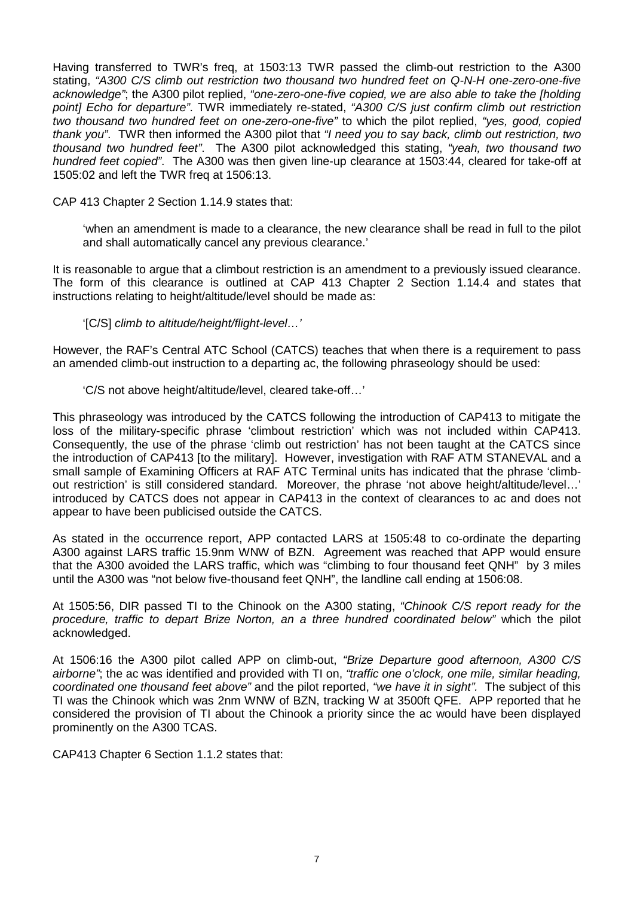Having transferred to TWR's freq, at 1503:13 TWR passed the climb-out restriction to the A300 stating, *"A300 C/S climb out restriction two thousand two hundred feet on Q-N-H one-zero-one-five acknowledge"*; the A300 pilot replied, *"one-zero-one-five copied, we are also able to take the [holding point] Echo for departure"*. TWR immediately re-stated, *"A300 C/S just confirm climb out restriction two thousand two hundred feet on one-zero-one-five"* to which the pilot replied, *"yes, good, copied thank you"*. TWR then informed the A300 pilot that *"I need you to say back, climb out restriction, two thousand two hundred feet"*. The A300 pilot acknowledged this stating, *"yeah, two thousand two hundred feet copied"*. The A300 was then given line-up clearance at 1503:44, cleared for take-off at 1505:02 and left the TWR freq at 1506:13.

CAP 413 Chapter 2 Section 1.14.9 states that:

> 'when an amendment is made to a clearance, the new clearance shall be read in full to the pilot and shall automatically cancel any previous clearance.'

It is reasonable to argue that a climbout restriction is an amendment to a previously issued clearance. The form of this clearance is outlined at CAP 413 Chapter 2 Section 1.14.4 and states that instructions relating to height/altitude/level should be made as:

> '[C/S] *climb to altitude/height/flight-level…'*

However, the RAF's Central ATC School (CATCS) teaches that when there is a requirement to pass an amended climb-out instruction to a departing ac, the following phraseology should be used:

> 'C/S not above height/altitude/level, cleared take-off…'

This phraseology was introduced by the CATCS following the introduction of CAP413 to mitigate the loss of the military-specific phrase 'climbout restriction' which was not included within CAP413. Consequently, the use of the phrase 'climb out restriction' has not been taught at the CATCS since the introduction of CAP413 [to the military]. However, investigation with RAF ATM STANEVAL and a small sample of Examining Officers at RAF ATC Terminal units has indicated that the phrase 'climb-out restriction' is still considered standard. Moreover, the phrase 'not above height/altitude/level…' introduced by CATCS does not appear in CAP413 in the context of clearances to ac and does not appear to have been publicised outside the CATCS.

As stated in the occurrence report, APP contacted LARS at 1505:48 to co-ordinate the departing A300 against LARS traffic 15.9nm WNW of BZN. Agreement was reached that APP would ensure that the A300 avoided the LARS traffic, which was "climbing to four thousand feet QNH" by 3 miles until the A300 was "not below five-thousand feet QNH", the landline call ending at 1506:08.

At 1505:56, DIR passed TI to the Chinook on the A300 stating, *"Chinook C/S report ready for the procedure, traffic to depart Brize Norton, an a three hundred coordinated below"* which the pilot acknowledged.

At 1506:16 the A300 pilot called APP on climb-out, *"Brize Departure good afternoon, A300 C/S airborne"*; the ac was identified and provided with TI on, *"traffic one o'clock, one mile, similar heading, coordinated one thousand feet above"* and the pilot reported, *"we have it in sight"*. The subject of this TI was the Chinook which was 2nm WNW of BZN, tracking W at 3500ft QFE. APP reported that he considered the provision of TI about the Chinook a priority since the ac would have been displayed prominently on the A300 TCAS.

CAP413 Chapter 6 Section 1.1.2 states that: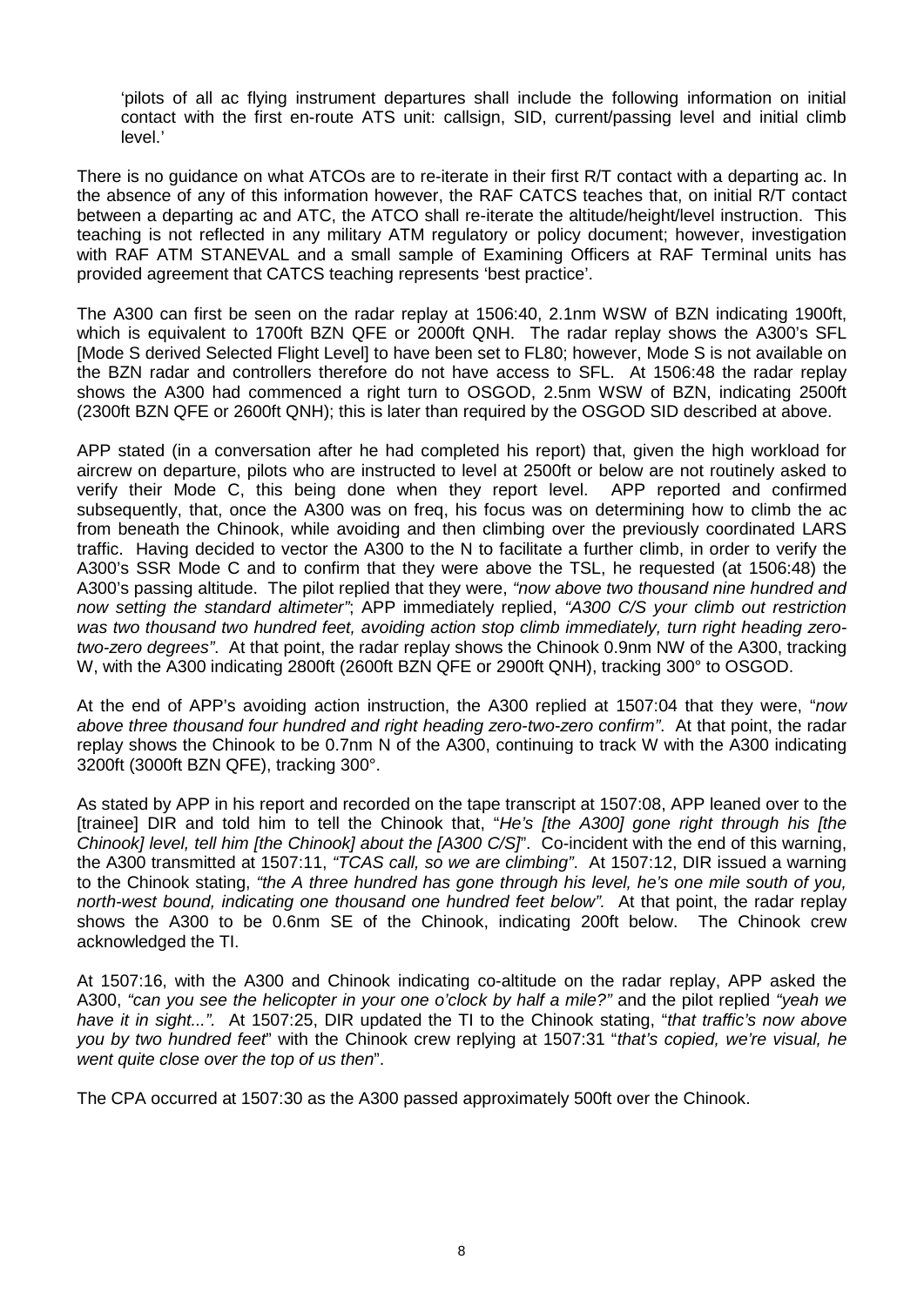'pilots of all ac flying instrument departures shall include the following information on initial contact with the first en-route ATS unit: callsign, SID, current/passing level and initial climb level.'

There is no guidance on what ATCOs are to re-iterate in their first R/T contact with a departing ac. In the absence of any of this information however, the RAF CATCS teaches that, on initial R/T contact between a departing ac and ATC, the ATCO shall re-iterate the altitude/height/level instruction. This teaching is not reflected in any military ATM regulatory or policy document; however, investigation with RAF ATM STANEVAL and a small sample of Examining Officers at RAF Terminal units has provided agreement that CATCS teaching represents 'best practice'.

The A300 can first be seen on the radar replay at 1506:40, 2.1nm WSW of BZN indicating 1900ft, which is equivalent to 1700ft BZN QFE or 2000ft QNH. The radar replay shows the A300's SFL [Mode S derived Selected Flight Level] to have been set to FL80; however, Mode S is not available on the BZN radar and controllers therefore do not have access to SFL. At 1506:48 the radar replay shows the A300 had commenced a right turn to OSGOD, 2.5nm WSW of BZN, indicating 2500ft (2300ft BZN QFE or 2600ft QNH); this is later than required by the OSGOD SID described at above.

APP stated (in a conversation after he had completed his report) that, given the high workload for aircrew on departure, pilots who are instructed to level at 2500ft or below are not routinely asked to verify their Mode C, this being done when they report level. APP reported and confirmed subsequently, that, once the A300 was on freq, his focus was on determining how to climb the ac from beneath the Chinook, while avoiding and then climbing over the previously coordinated LARS traffic. Having decided to vector the A300 to the N to facilitate a further climb, in order to verify the A300's SSR Mode C and to confirm that they were above the TSL, he requested (at 1506:48) the A300's passing altitude. The pilot replied that they were, *"now above two thousand nine hundred and now setting the standard altimeter"*; APP immediately replied, *"A300 C/S your climb out restriction was two thousand two hundred feet, avoiding action stop climb immediately, turn right heading zero-two-zero degrees"*. At that point, the radar replay shows the Chinook 0.9nm NW of the A300, tracking W, with the A300 indicating 2800ft (2600ft BZN QFE or 2900ft QNH), tracking 300° to OSGOD.

At the end of APP's avoiding action instruction, the A300 replied at 1507:04 that they were, "*now above three thousand four hundred and right heading zero-two-zero confirm"*. At that point, the radar replay shows the Chinook to be 0.7nm N of the A300, continuing to track W with the A300 indicating 3200ft (3000ft BZN QFE), tracking 300°.

As stated by APP in his report and recorded on the tape transcript at 1507:08, APP leaned over to the [trainee] DIR and told him to tell the Chinook that, "*He's [the A300] gone right through his [the Chinook] level, tell him [the Chinook] about the [A300 C/S]*". Co-incident with the end of this warning, the A300 transmitted at 1507:11, *"TCAS call, so we are climbing"*. At 1507:12, DIR issued a warning to the Chinook stating, *"the A three hundred has gone through his level, he's one mile south of you, north-west bound, indicating one thousand one hundred feet below".* At that point, the radar replay shows the A300 to be 0.6nm SE of the Chinook, indicating 200ft below. The Chinook crew acknowledged the TI.

At 1507:16, with the A300 and Chinook indicating co-altitude on the radar replay, APP asked the A300, *"can you see the helicopter in your one o'clock by half a mile?"* and the pilot replied *"yeah we have it in sight..."*. At 1507:25, DIR updated the TI to the Chinook stating, "*that traffic's now above you by two hundred feet*" with the Chinook crew replying at 1507:31 "*that's copied, we're visual, he went quite close over the top of us then*".

The CPA occurred at 1507:30 as the A300 passed approximately 500ft over the Chinook.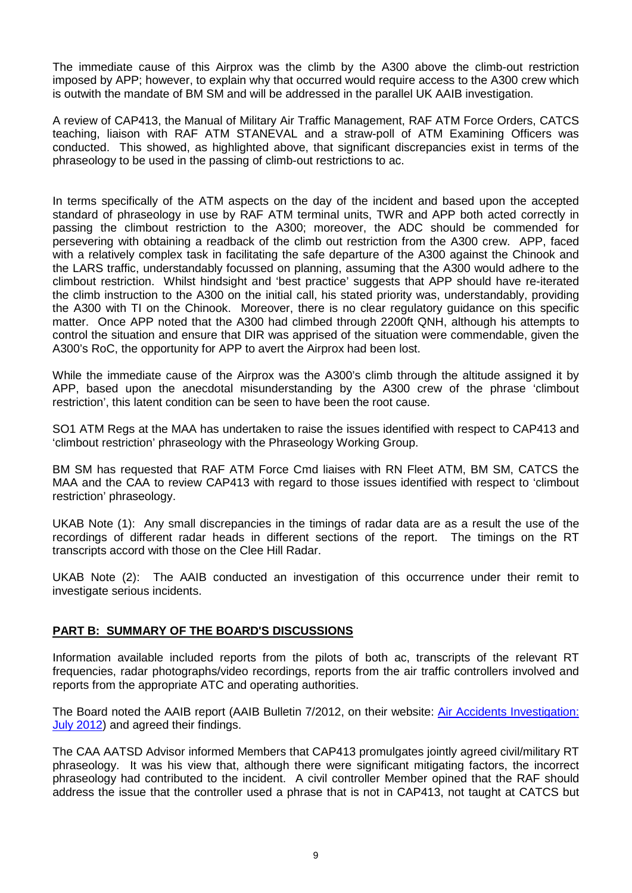The immediate cause of this Airprox was the climb by the A300 above the climb-out restriction imposed by APP; however, to explain why that occurred would require access to the A300 crew which is outwith the mandate of BM SM and will be addressed in the parallel UK AAIB investigation.

A review of CAP413, the Manual of Military Air Traffic Management, RAF ATM Force Orders, CATCS teaching, liaison with RAF ATM STANEVAL and a straw-poll of ATM Examining Officers was conducted. This showed, as highlighted above, that significant discrepancies exist in terms of the phraseology to be used in the passing of climb-out restrictions to ac.

In terms specifically of the ATM aspects on the day of the incident and based upon the accepted standard of phraseology in use by RAF ATM terminal units, TWR and APP both acted correctly in passing the climbout restriction to the A300; moreover, the ADC should be commended for persevering with obtaining a readback of the climb out restriction from the A300 crew. APP, faced with a relatively complex task in facilitating the safe departure of the A300 against the Chinook and the LARS traffic, understandably focussed on planning, assuming that the A300 would adhere to the climbout restriction. Whilst hindsight and 'best practice' suggests that APP should have re-iterated the climb instruction to the A300 on the initial call, his stated priority was, understandably, providing the A300 with TI on the Chinook. Moreover, there is no clear regulatory guidance on this specific matter. Once APP noted that the A300 had climbed through 2200ft QNH, although his attempts to control the situation and ensure that DIR was apprised of the situation were commendable, given the A300's RoC, the opportunity for APP to avert the Airprox had been lost.

While the immediate cause of the Airprox was the A300's climb through the altitude assigned it by APP, based upon the anecdotal misunderstanding by the A300 crew of the phrase 'climbout restriction', this latent condition can be seen to have been the root cause.

SO1 ATM Regs at the MAA has undertaken to raise the issues identified with respect to CAP413 and 'climbout restriction' phraseology with the Phraseology Working Group.

BM SM has requested that RAF ATM Force Cmd liaises with RN Fleet ATM, BM SM, CATCS the MAA and the CAA to review CAP413 with regard to those issues identified with respect to 'climbout restriction' phraseology.

UKAB Note (1): Any small discrepancies in the timings of radar data are as a result the use of the recordings of different radar heads in different sections of the report. The timings on the RT transcripts accord with those on the Clee Hill Radar.

UKAB Note (2): The AAIB conducted an investigation of this occurrence under their remit to investigate serious incidents.

## PART B: SUMMARY OF THE BOARD'S DISCUSSIONS

Information available included reports from the pilots of both ac, transcripts of the relevant RT frequencies, radar photographs/video recordings, reports from the air traffic controllers involved and reports from the appropriate ATC and operating authorities.

The Board noted the AAIB report (AAIB Bulletin 7/2012, on their website: Air Accidents Investigation: July 2012) and agreed their findings.

The CAA AATSD Advisor informed Members that CAP413 promulgates jointly agreed civil/military RT phraseology. It was his view that, although there were significant mitigating factors, the incorrect phraseology had contributed to the incident. A civil controller Member opined that the RAF should address the issue that the controller used a phrase that is not in CAP413, not taught at CATCS but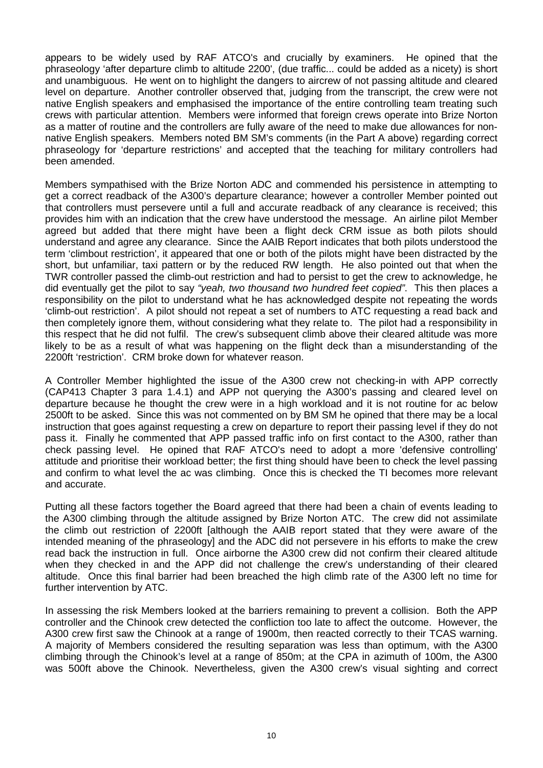appears to be widely used by RAF ATCO's and crucially by examiners. He opined that the phraseology 'after departure climb to altitude 2200', (due traffic... could be added as a nicety) is short and unambiguous. He went on to highlight the dangers to aircrew of not passing altitude and cleared level on departure. Another controller observed that, judging from the transcript, the crew were not native English speakers and emphasised the importance of the entire controlling team treating such crews with particular attention. Members were informed that foreign crews operate into Brize Norton as a matter of routine and the controllers are fully aware of the need to make due allowances for non-native English speakers. Members noted BM SM's comments (in the Part A above) regarding correct phraseology for 'departure restrictions' and accepted that the teaching for military controllers had been amended.

Members sympathised with the Brize Norton ADC and commended his persistence in attempting to get a correct readback of the A300's departure clearance; however a controller Member pointed out that controllers must persevere until a full and accurate readback of any clearance is received; this provides him with an indication that the crew have understood the message. An airline pilot Member agreed but added that there might have been a flight deck CRM issue as both pilots should understand and agree any clearance. Since the AAIB Report indicates that both pilots understood the term 'climbout restriction', it appeared that one or both of the pilots might have been distracted by the short, but unfamiliar, taxi pattern or by the reduced RW length. He also pointed out that when the TWR controller passed the climb-out restriction and had to persist to get the crew to acknowledge, he did eventually get the pilot to say *"yeah, two thousand two hundred feet copied"*. This then places a responsibility on the pilot to understand what he has acknowledged despite not repeating the words 'climb-out restriction'. A pilot should not repeat a set of numbers to ATC requesting a read back and then completely ignore them, without considering what they relate to. The pilot had a responsibility in this respect that he did not fulfil. The crew's subsequent climb above their cleared altitude was more likely to be as a result of what was happening on the flight deck than a misunderstanding of the 2200ft 'restriction'. CRM broke down for whatever reason.

A Controller Member highlighted the issue of the A300 crew not checking-in with APP correctly (CAP413 Chapter 3 para 1.4.1) and APP not querying the A300's passing and cleared level on departure because he thought the crew were in a high workload and it is not routine for ac below 2500ft to be asked. Since this was not commented on by BM SM he opined that there may be a local instruction that goes against requesting a crew on departure to report their passing level if they do not pass it. Finally he commented that APP passed traffic info on first contact to the A300, rather than check passing level. He opined that RAF ATCO's need to adopt a more 'defensive controlling' attitude and prioritise their workload better; the first thing should have been to check the level passing and confirm to what level the ac was climbing. Once this is checked the TI becomes more relevant and accurate.

Putting all these factors together the Board agreed that there had been a chain of events leading to the A300 climbing through the altitude assigned by Brize Norton ATC. The crew did not assimilate the climb out restriction of 2200ft [although the AAIB report stated that they were aware of the intended meaning of the phraseology] and the ADC did not persevere in his efforts to make the crew read back the instruction in full. Once airborne the A300 crew did not confirm their cleared altitude when they checked in and the APP did not challenge the crew's understanding of their cleared altitude. Once this final barrier had been breached the high climb rate of the A300 left no time for further intervention by ATC.

In assessing the risk Members looked at the barriers remaining to prevent a collision. Both the APP controller and the Chinook crew detected the confliction too late to affect the outcome. However, the A300 crew first saw the Chinook at a range of 1900m, then reacted correctly to their TCAS warning. A majority of Members considered the resulting separation was less than optimum, with the A300 climbing through the Chinook's level at a range of 850m; at the CPA in azimuth of 100m, the A300 was 500ft above the Chinook. Nevertheless, given the A300 crew's visual sighting and correct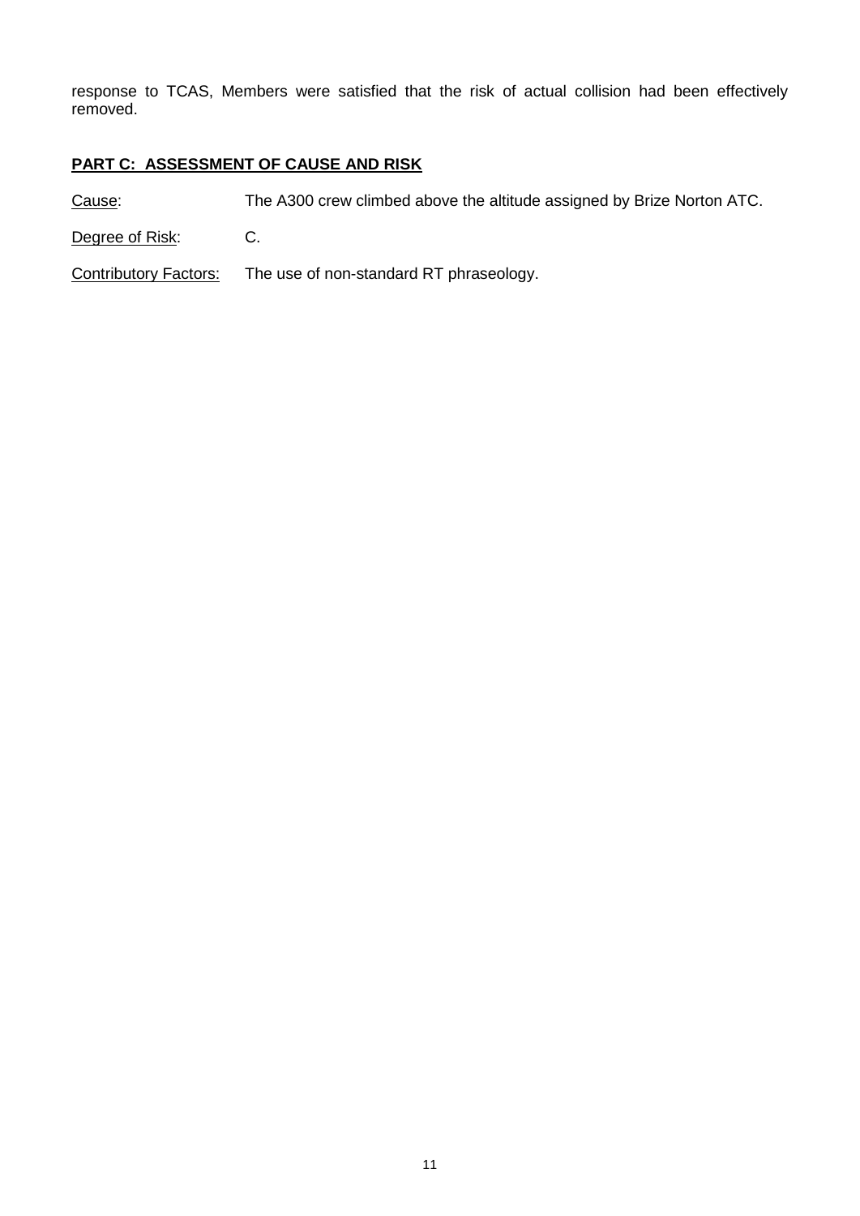response to TCAS, Members were satisfied that the risk of actual collision had been effectively removed.

## PART C: ASSESSMENT OF CAUSE AND RISK

Cause: The A300 crew climbed above the altitude assigned by Brize Norton ATC.

Degree of Risk: C.

Contributory Factors: The use of non-standard RT phraseology.